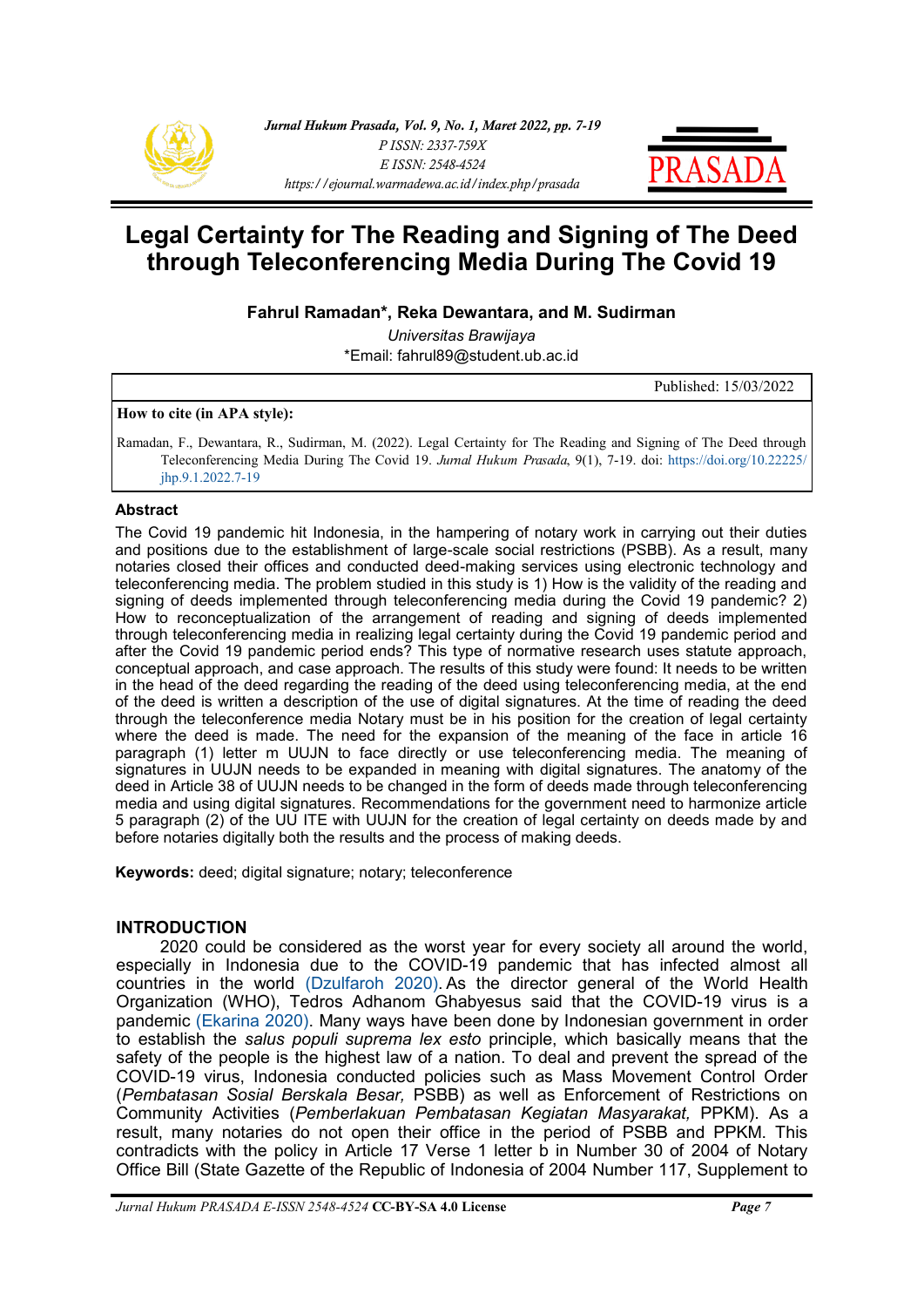# Legal Certainty for The Reading and Signing of The Deed through Teleconferencing Media During The Covid 19

**Fahrul Ramadan*, Reka Dewantara, and M. Sudirman**

*Universitas Brawijaya*

*Email: fahrul89@student.ub.ac.id

Published: 15/03/2022

**How to cite (in APA style):**

Ramadan, F., Dewantara, R., Sudirman, M. (2022). Legal Certainty for The Reading and Signing of The Deed through Teleconferencing Media During The Covid 19. *Jurnal Hukum Prasada*, 9(1), 7-19. doi: https://doi.org/10.22225/jhp.9.1.2022.7-19

## Abstract

The Covid 19 pandemic hit Indonesia, in the hampering of notary work in carrying out their duties and positions due to the establishment of large-scale social restrictions (PSBB). As a result, many notaries closed their offices and conducted deed-making services using electronic technology and teleconferencing media. The problem studied in this study is 1) How is the validity of the reading and signing of deeds implemented through teleconferencing media during the Covid 19 pandemic? 2) How to reconceptualization of the arrangement of reading and signing of deeds implemented through teleconferencing media in realizing legal certainty during the Covid 19 pandemic period and after the Covid 19 pandemic period ends? This type of normative research uses statute approach, conceptual approach, and case approach. The results of this study were found: It needs to be written in the head of the deed regarding the reading of the deed using teleconferencing media, at the end of the deed is written a description of the use of digital signatures. At the time of reading the deed through the teleconference media Notary must be in his position for the creation of legal certainty where the deed is made. The need for the expansion of the meaning of the face in article 16 paragraph (1) letter m UUJN to face directly or use teleconferencing media. The meaning of signatures in UUJN needs to be expanded in meaning with digital signatures. The anatomy of the deed in Article 38 of UUJN needs to be changed in the form of deeds made through teleconferencing media and using digital signatures. Recommendations for the government need to harmonize article 5 paragraph (2) of the UU ITE with UUJN for the creation of legal certainty on deeds made by and before notaries digitally both the results and the process of making deeds.

**Keywords:** deed; digital signature; notary; teleconference

## INTRODUCTION

2020 could be considered as the worst year for every society all around the world, especially in Indonesia due to the COVID-19 pandemic that has infected almost all countries in the world (Dzulfaroh 2020). As the director general of the World Health Organization (WHO), Tedros Adhanom Ghabyesus said that the COVID-19 virus is a pandemic (Ekarina 2020). Many ways have been done by Indonesian government in order to establish the *salus populi suprema lex esto* principle, which basically means that the safety of the people is the highest law of a nation. To deal and prevent the spread of the COVID-19 virus, Indonesia conducted policies such as Mass Movement Control Order (*Pembatasan Sosial Berskala Besar,* PSBB) as well as Enforcement of Restrictions on Community Activities (*Pemberlakuan Pembatasan Kegiatan Masyarakat,* PPKM). As a result, many notaries do not open their office in the period of PSBB and PPKM. This contradicts with the policy in Article 17 Verse 1 letter b in Number 30 of 2004 of Notary Office Bill (State Gazette of the Republic of Indonesia of 2004 Number 117, Supplement to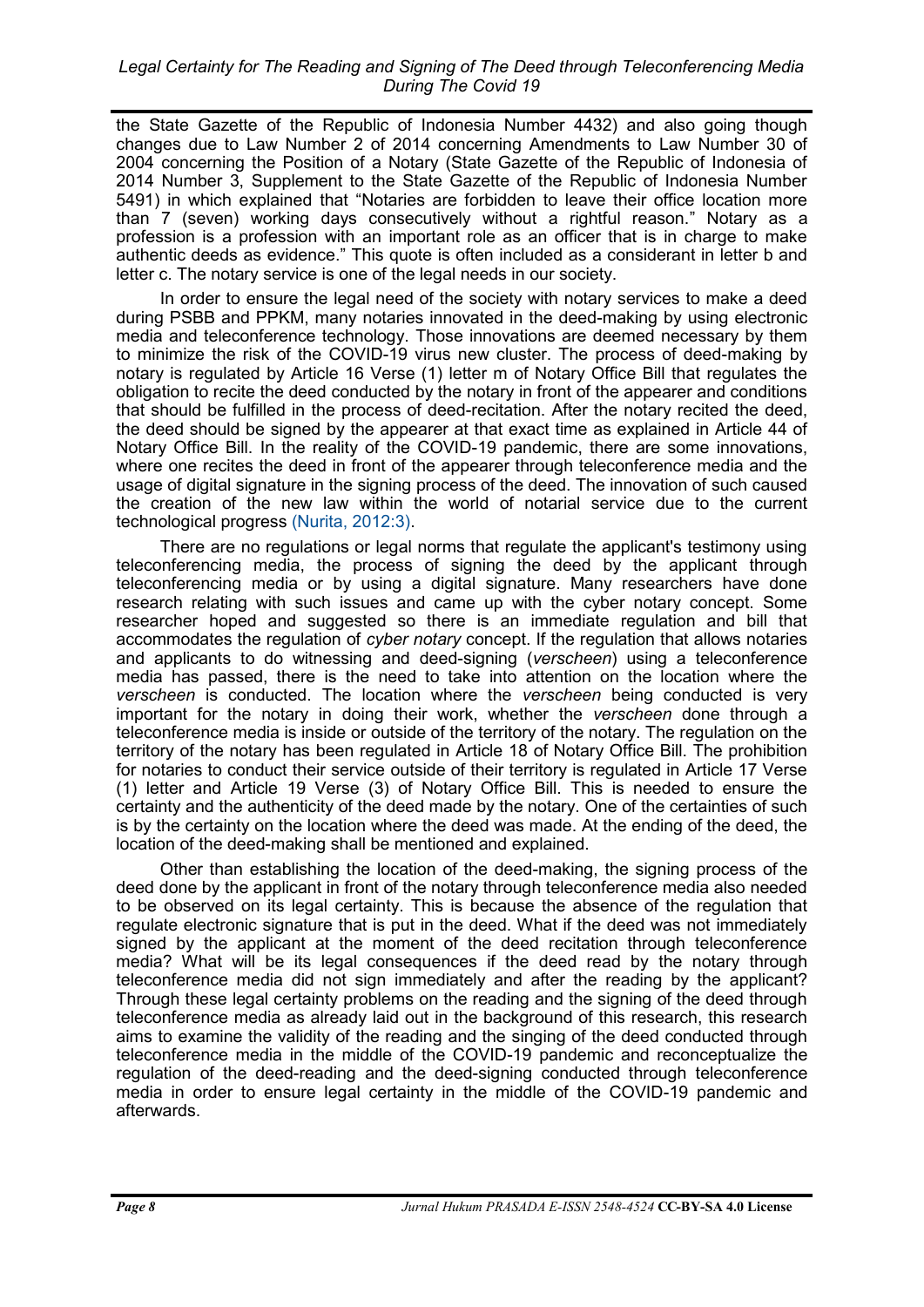the State Gazette of the Republic of Indonesia Number 4432) and also going though changes due to Law Number 2 of 2014 concerning Amendments to Law Number 30 of 2004 concerning the Position of a Notary (State Gazette of the Republic of Indonesia of 2014 Number 3, Supplement to the State Gazette of the Republic of Indonesia Number 5491) in which explained that "Notaries are forbidden to leave their office location more than 7 (seven) working days consecutively without a rightful reason." Notary as a profession is a profession with an important role as an officer that is in charge to make authentic deeds as evidence." This quote is often included as a considerant in letter b and letter c. The notary service is one of the legal needs in our society.

In order to ensure the legal need of the society with notary services to make a deed during PSBB and PPKM, many notaries innovated in the deed-making by using electronic media and teleconference technology. Those innovations are deemed necessary by them to minimize the risk of the COVID-19 virus new cluster. The process of deed-making by notary is regulated by Article 16 Verse (1) letter m of Notary Office Bill that regulates the obligation to recite the deed conducted by the notary in front of the appearer and conditions that should be fulfilled in the process of deed-recitation. After the notary recited the deed, the deed should be signed by the appearer at that exact time as explained in Article 44 of Notary Office Bill. In the reality of the COVID-19 pandemic, there are some innovations, where one recites the deed in front of the appearer through teleconference media and the usage of digital signature in the signing process of the deed. The innovation of such caused the creation of the new law within the world of notarial service due to the current technological progress (Nurita, 2012:3).

There are no regulations or legal norms that regulate the applicant's testimony using teleconferencing media, the process of signing the deed by the applicant through teleconferencing media or by using a digital signature. Many researchers have done research relating with such issues and came up with the cyber notary concept. Some researcher hoped and suggested so there is an immediate regulation and bill that accommodates the regulation of *cyber notary* concept. If the regulation that allows notaries and applicants to do witnessing and deed-signing (*verscheen*) using a teleconference media has passed, there is the need to take into attention on the location where the *verscheen* is conducted. The location where the *verscheen* being conducted is very important for the notary in doing their work, whether the *verscheen* done through a teleconference media is inside or outside of the territory of the notary. The regulation on the territory of the notary has been regulated in Article 18 of Notary Office Bill. The prohibition for notaries to conduct their service outside of their territory is regulated in Article 17 Verse (1) letter and Article 19 Verse (3) of Notary Office Bill. This is needed to ensure the certainty and the authenticity of the deed made by the notary. One of the certainties of such is by the certainty on the location where the deed was made. At the ending of the deed, the location of the deed-making shall be mentioned and explained.

Other than establishing the location of the deed-making, the signing process of the deed done by the applicant in front of the notary through teleconference media also needed to be observed on its legal certainty. This is because the absence of the regulation that regulate electronic signature that is put in the deed. What if the deed was not immediately signed by the applicant at the moment of the deed recitation through teleconference media? What will be its legal consequences if the deed read by the notary through teleconference media did not sign immediately and after the reading by the applicant? Through these legal certainty problems on the reading and the signing of the deed through teleconference media as already laid out in the background of this research, this research aims to examine the validity of the reading and the singing of the deed conducted through teleconference media in the middle of the COVID-19 pandemic and reconceptualize the regulation of the deed-reading and the deed-signing conducted through teleconference media in order to ensure legal certainty in the middle of the COVID-19 pandemic and afterwards.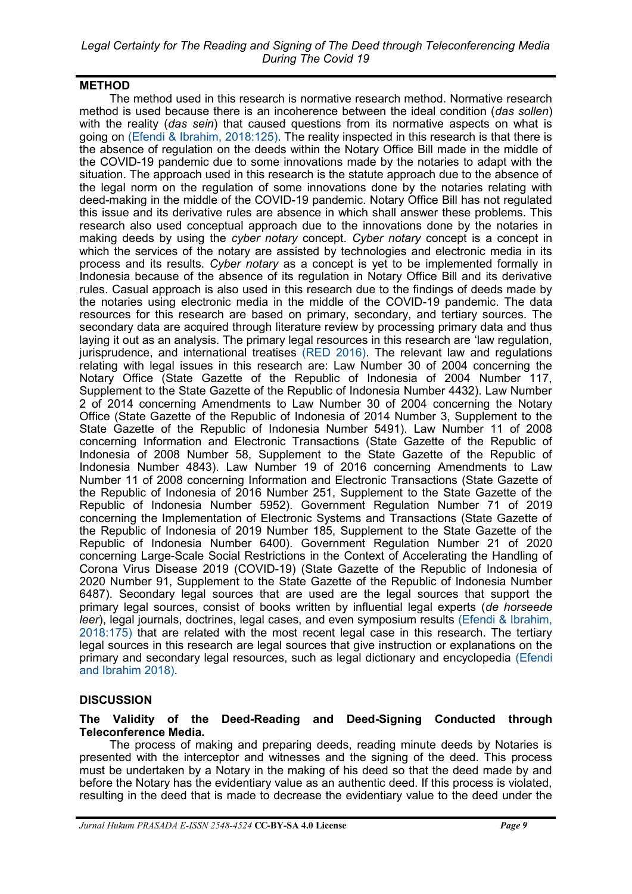## METHOD

The method used in this research is normative research method. Normative research method is used because there is an incoherence between the ideal condition (*das sollen*) with the reality (*das sein*) that caused questions from its normative aspects on what is going on (Efendi & Ibrahim, 2018:125). The reality inspected in this research is that there is the absence of regulation on the deeds within the Notary Office Bill made in the middle of the COVID-19 pandemic due to some innovations made by the notaries to adapt with the situation. The approach used in this research is the statute approach due to the absence of the legal norm on the regulation of some innovations done by the notaries relating with deed-making in the middle of the COVID-19 pandemic. Notary Office Bill has not regulated this issue and its derivative rules are absence in which shall answer these problems. This research also used conceptual approach due to the innovations done by the notaries in making deeds by using the *cyber notary* concept. *Cyber notary* concept is a concept in which the services of the notary are assisted by technologies and electronic media in its process and its results. *Cyber notary* as a concept is yet to be implemented formally in Indonesia because of the absence of its regulation in Notary Office Bill and its derivative rules. Casual approach is also used in this research due to the findings of deeds made by the notaries using electronic media in the middle of the COVID-19 pandemic. The data resources for this research are based on primary, secondary, and tertiary sources. The secondary data are acquired through literature review by processing primary data and thus laying it out as an analysis. The primary legal resources in this research are 'law regulation, jurisprudence, and international treatises (RED 2016). The relevant law and regulations relating with legal issues in this research are: Law Number 30 of 2004 concerning the Notary Office (State Gazette of the Republic of Indonesia of 2004 Number 117, Supplement to the State Gazette of the Republic of Indonesia Number 4432). Law Number 2 of 2014 concerning Amendments to Law Number 30 of 2004 concerning the Notary Office (State Gazette of the Republic of Indonesia of 2014 Number 3, Supplement to the State Gazette of the Republic of Indonesia Number 5491). Law Number 11 of 2008 concerning Information and Electronic Transactions (State Gazette of the Republic of Indonesia of 2008 Number 58, Supplement to the State Gazette of the Republic of Indonesia Number 4843). Law Number 19 of 2016 concerning Amendments to Law Number 11 of 2008 concerning Information and Electronic Transactions (State Gazette of the Republic of Indonesia of 2016 Number 251, Supplement to the State Gazette of the Republic of Indonesia Number 5952). Government Regulation Number 71 of 2019 concerning the Implementation of Electronic Systems and Transactions (State Gazette of the Republic of Indonesia of 2019 Number 185, Supplement to the State Gazette of the Republic of Indonesia Number 6400). Government Regulation Number 21 of 2020 concerning Large-Scale Social Restrictions in the Context of Accelerating the Handling of Corona Virus Disease 2019 (COVID-19) (State Gazette of the Republic of Indonesia of 2020 Number 91, Supplement to the State Gazette of the Republic of Indonesia Number 6487). Secondary legal sources that are used are the legal sources that support the primary legal sources, consist of books written by influential legal experts (*de horseede leer*), legal journals, doctrines, legal cases, and even symposium results (Efendi & Ibrahim, 2018:175) that are related with the most recent legal case in this research. The tertiary legal sources in this research are legal sources that give instruction or explanations on the primary and secondary legal resources, such as legal dictionary and encyclopedia (Efendi and Ibrahim 2018).

## DISCUSSION

### The Validity of the Deed-Reading and Deed-Signing Conducted through Teleconference Media.

The process of making and preparing deeds, reading minute deeds by Notaries is presented with the interceptor and witnesses and the signing of the deed. This process must be undertaken by a Notary in the making of his deed so that the deed made by and before the Notary has the evidentiary value as an authentic deed. If this process is violated, resulting in the deed that is made to decrease the evidentiary value to the deed under the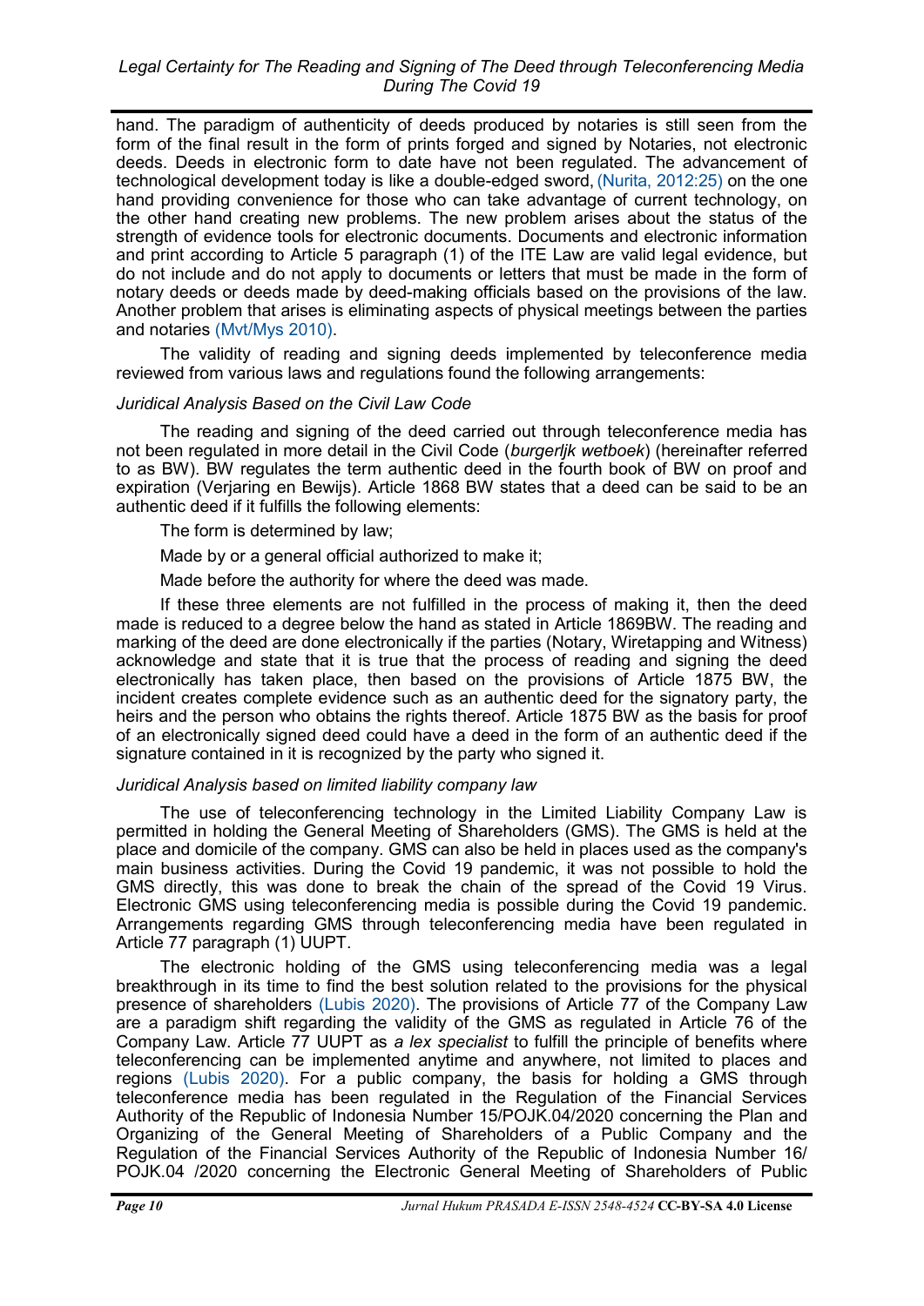hand. The paradigm of authenticity of deeds produced by notaries is still seen from the form of the final result in the form of prints forged and signed by Notaries, not electronic deeds. Deeds in electronic form to date have not been regulated. The advancement of technological development today is like a double-edged sword, (Nurita, 2012:25) on the one hand providing convenience for those who can take advantage of current technology, on the other hand creating new problems. The new problem arises about the status of the strength of evidence tools for electronic documents. Documents and electronic information and print according to Article 5 paragraph (1) of the ITE Law are valid legal evidence, but do not include and do not apply to documents or letters that must be made in the form of notary deeds or deeds made by deed-making officials based on the provisions of the law. Another problem that arises is eliminating aspects of physical meetings between the parties and notaries (Mvt/Mys 2010).

The validity of reading and signing deeds implemented by teleconference media reviewed from various laws and regulations found the following arrangements:

*Juridical Analysis Based on the Civil Law Code*

The reading and signing of the deed carried out through teleconference media has not been regulated in more detail in the Civil Code (*burgerljk wetboek*) (hereinafter referred to as BW). BW regulates the term authentic deed in the fourth book of BW on proof and expiration (Verjaring en Bewijs). Article 1868 BW states that a deed can be said to be an authentic deed if it fulfills the following elements:

The form is determined by law;

Made by or a general official authorized to make it;

Made before the authority for where the deed was made.

If these three elements are not fulfilled in the process of making it, then the deed made is reduced to a degree below the hand as stated in Article 1869BW. The reading and marking of the deed are done electronically if the parties (Notary, Wiretapping and Witness) acknowledge and state that it is true that the process of reading and signing the deed electronically has taken place, then based on the provisions of Article 1875 BW, the incident creates complete evidence such as an authentic deed for the signatory party, the heirs and the person who obtains the rights thereof. Article 1875 BW as the basis for proof of an electronically signed deed could have a deed in the form of an authentic deed if the signature contained in it is recognized by the party who signed it.

*Juridical Analysis based on limited liability company law*

The use of teleconferencing technology in the Limited Liability Company Law is permitted in holding the General Meeting of Shareholders (GMS). The GMS is held at the place and domicile of the company. GMS can also be held in places used as the company's main business activities. During the Covid 19 pandemic, it was not possible to hold the GMS directly, this was done to break the chain of the spread of the Covid 19 Virus. Electronic GMS using teleconferencing media is possible during the Covid 19 pandemic. Arrangements regarding GMS through teleconferencing media have been regulated in Article 77 paragraph (1) UUPT.

The electronic holding of the GMS using teleconferencing media was a legal breakthrough in its time to find the best solution related to the provisions for the physical presence of shareholders (Lubis 2020). The provisions of Article 77 of the Company Law are a paradigm shift regarding the validity of the GMS as regulated in Article 76 of the Company Law. Article 77 UUPT as *a lex specialist* to fulfill the principle of benefits where teleconferencing can be implemented anytime and anywhere, not limited to places and regions (Lubis 2020). For a public company, the basis for holding a GMS through teleconference media has been regulated in the Regulation of the Financial Services Authority of the Republic of Indonesia Number 15/POJK.04/2020 concerning the Plan and Organizing of the General Meeting of Shareholders of a Public Company and the Regulation of the Financial Services Authority of the Republic of Indonesia Number 16/ POJK.04 /2020 concerning the Electronic General Meeting of Shareholders of Public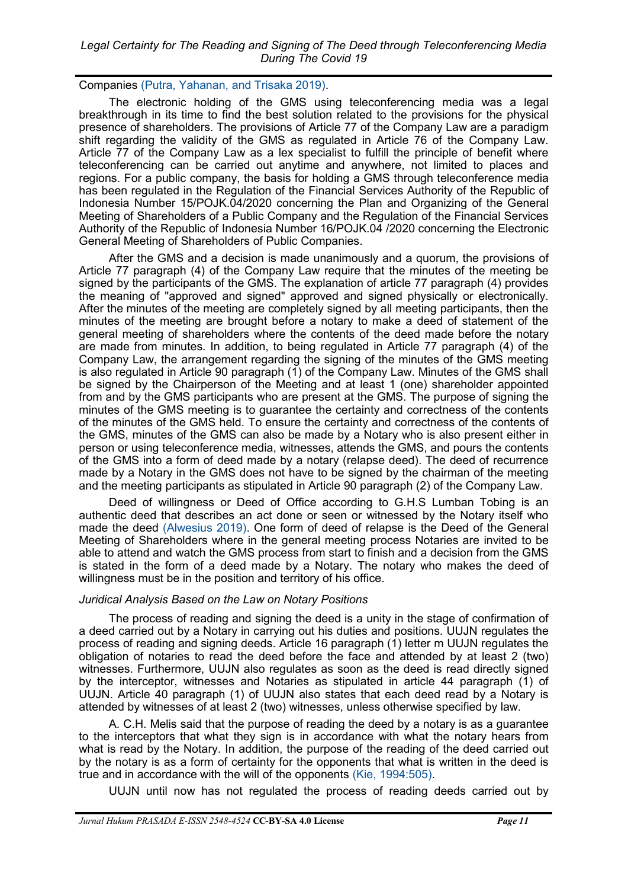Companies (Putra, Yahanan, and Trisaka 2019).

The electronic holding of the GMS using teleconferencing media was a legal breakthrough in its time to find the best solution related to the provisions for the physical presence of shareholders. The provisions of Article 77 of the Company Law are a paradigm shift regarding the validity of the GMS as regulated in Article 76 of the Company Law. Article 77 of the Company Law as a lex specialist to fulfill the principle of benefit where teleconferencing can be carried out anytime and anywhere, not limited to places and regions. For a public company, the basis for holding a GMS through teleconference media has been regulated in the Regulation of the Financial Services Authority of the Republic of Indonesia Number 15/POJK.04/2020 concerning the Plan and Organizing of the General Meeting of Shareholders of a Public Company and the Regulation of the Financial Services Authority of the Republic of Indonesia Number 16/POJK.04 /2020 concerning the Electronic General Meeting of Shareholders of Public Companies.

After the GMS and a decision is made unanimously and a quorum, the provisions of Article 77 paragraph (4) of the Company Law require that the minutes of the meeting be signed by the participants of the GMS. The explanation of article 77 paragraph (4) provides the meaning of "approved and signed" approved and signed physically or electronically. After the minutes of the meeting are completely signed by all meeting participants, then the minutes of the meeting are brought before a notary to make a deed of statement of the general meeting of shareholders where the contents of the deed made before the notary are made from minutes. In addition, to being regulated in Article 77 paragraph (4) of the Company Law, the arrangement regarding the signing of the minutes of the GMS meeting is also regulated in Article 90 paragraph (1) of the Company Law. Minutes of the GMS shall be signed by the Chairperson of the Meeting and at least 1 (one) shareholder appointed from and by the GMS participants who are present at the GMS. The purpose of signing the minutes of the GMS meeting is to guarantee the certainty and correctness of the contents of the minutes of the GMS held. To ensure the certainty and correctness of the contents of the GMS, minutes of the GMS can also be made by a Notary who is also present either in person or using teleconference media, witnesses, attends the GMS, and pours the contents of the GMS into a form of deed made by a notary (relapse deed). The deed of recurrence made by a Notary in the GMS does not have to be signed by the chairman of the meeting and the meeting participants as stipulated in Article 90 paragraph (2) of the Company Law.

Deed of willingness or Deed of Office according to G.H.S Lumban Tobing is an authentic deed that describes an act done or seen or witnessed by the Notary itself who made the deed (Alwesius 2019). One form of deed of relapse is the Deed of the General Meeting of Shareholders where in the general meeting process Notaries are invited to be able to attend and watch the GMS process from start to finish and a decision from the GMS is stated in the form of a deed made by a Notary. The notary who makes the deed of willingness must be in the position and territory of his office.

### *Juridical Analysis Based on the Law on Notary Positions*

The process of reading and signing the deed is a unity in the stage of confirmation of a deed carried out by a Notary in carrying out his duties and positions. UUJN regulates the process of reading and signing deeds. Article 16 paragraph (1) letter m UUJN regulates the obligation of notaries to read the deed before the face and attended by at least 2 (two) witnesses. Furthermore, UUJN also regulates as soon as the deed is read directly signed by the interceptor, witnesses and Notaries as stipulated in article 44 paragraph (1) of UUJN. Article 40 paragraph (1) of UUJN also states that each deed read by a Notary is attended by witnesses of at least 2 (two) witnesses, unless otherwise specified by law.

A. C.H. Melis said that the purpose of reading the deed by a notary is as a guarantee to the interceptors that what they sign is in accordance with what the notary hears from what is read by the Notary. In addition, the purpose of the reading of the deed carried out by the notary is as a form of certainty for the opponents that what is written in the deed is true and in accordance with the will of the opponents (Kie, 1994:505).

UUJN until now has not regulated the process of reading deeds carried out by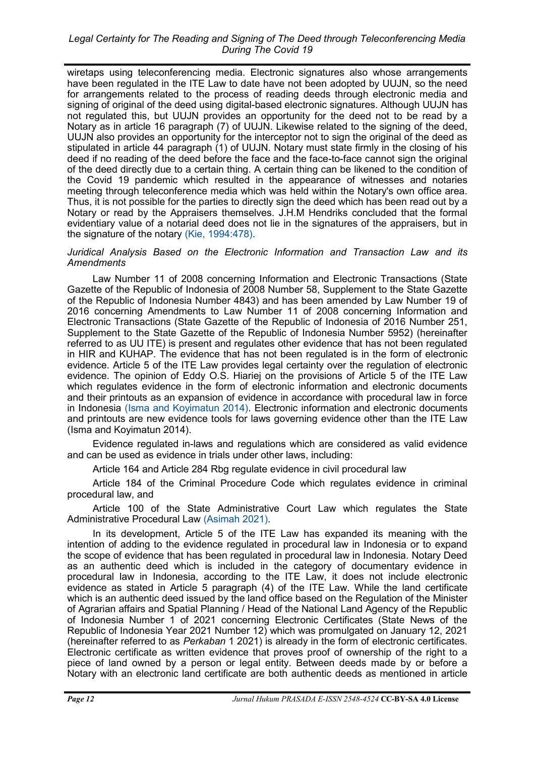wiretaps using teleconferencing media. Electronic signatures also whose arrangements have been regulated in the ITE Law to date have not been adopted by UUJN, so the need for arrangements related to the process of reading deeds through electronic media and signing of original of the deed using digital-based electronic signatures. Although UUJN has not regulated this, but UUJN provides an opportunity for the deed not to be read by a Notary as in article 16 paragraph (7) of UUJN. Likewise related to the signing of the deed, UUJN also provides an opportunity for the interceptor not to sign the original of the deed as stipulated in article 44 paragraph (1) of UUJN. Notary must state firmly in the closing of his deed if no reading of the deed before the face and the face-to-face cannot sign the original of the deed directly due to a certain thing. A certain thing can be likened to the condition of the Covid 19 pandemic which resulted in the appearance of witnesses and notaries meeting through teleconference media which was held within the Notary's own office area. Thus, it is not possible for the parties to directly sign the deed which has been read out by a Notary or read by the Appraisers themselves. J.H.M Hendriks concluded that the formal evidentiary value of a notarial deed does not lie in the signatures of the appraisers, but in the signature of the notary (Kie, 1994:478).

*Juridical Analysis Based on the Electronic Information and Transaction Law and its Amendments*

Law Number 11 of 2008 concerning Information and Electronic Transactions (State Gazette of the Republic of Indonesia of 2008 Number 58, Supplement to the State Gazette of the Republic of Indonesia Number 4843) and has been amended by Law Number 19 of 2016 concerning Amendments to Law Number 11 of 2008 concerning Information and Electronic Transactions (State Gazette of the Republic of Indonesia of 2016 Number 251, Supplement to the State Gazette of the Republic of Indonesia Number 5952) (hereinafter referred to as UU ITE) is present and regulates other evidence that has not been regulated in HIR and KUHAP. The evidence that has not been regulated is in the form of electronic evidence. Article 5 of the ITE Law provides legal certainty over the regulation of electronic evidence. The opinion of Eddy O.S. Hiariej on the provisions of Article 5 of the ITE Law which regulates evidence in the form of electronic information and electronic documents and their printouts as an expansion of evidence in accordance with procedural law in force in Indonesia (Isma and Koyimatun 2014). Electronic information and electronic documents and printouts are new evidence tools for laws governing evidence other than the ITE Law (Isma and Koyimatun 2014).

Evidence regulated in-laws and regulations which are considered as valid evidence and can be used as evidence in trials under other laws, including:

Article 164 and Article 284 Rbg regulate evidence in civil procedural law

Article 184 of the Criminal Procedure Code which regulates evidence in criminal procedural law, and

Article 100 of the State Administrative Court Law which regulates the State Administrative Procedural Law (Asimah 2021).

In its development, Article 5 of the ITE Law has expanded its meaning with the intention of adding to the evidence regulated in procedural law in Indonesia or to expand the scope of evidence that has been regulated in procedural law in Indonesia. Notary Deed as an authentic deed which is included in the category of documentary evidence in procedural law in Indonesia, according to the ITE Law, it does not include electronic evidence as stated in Article 5 paragraph (4) of the ITE Law. While the land certificate which is an authentic deed issued by the land office based on the Regulation of the Minister of Agrarian affairs and Spatial Planning / Head of the National Land Agency of the Republic of Indonesia Number 1 of 2021 concerning Electronic Certificates (State News of the Republic of Indonesia Year 2021 Number 12) which was promulgated on January 12, 2021 (hereinafter referred to as *Perkaban* 1 2021) is already in the form of electronic certificates. Electronic certificate as written evidence that proves proof of ownership of the right to a piece of land owned by a person or legal entity. Between deeds made by or before a Notary with an electronic land certificate are both authentic deeds as mentioned in article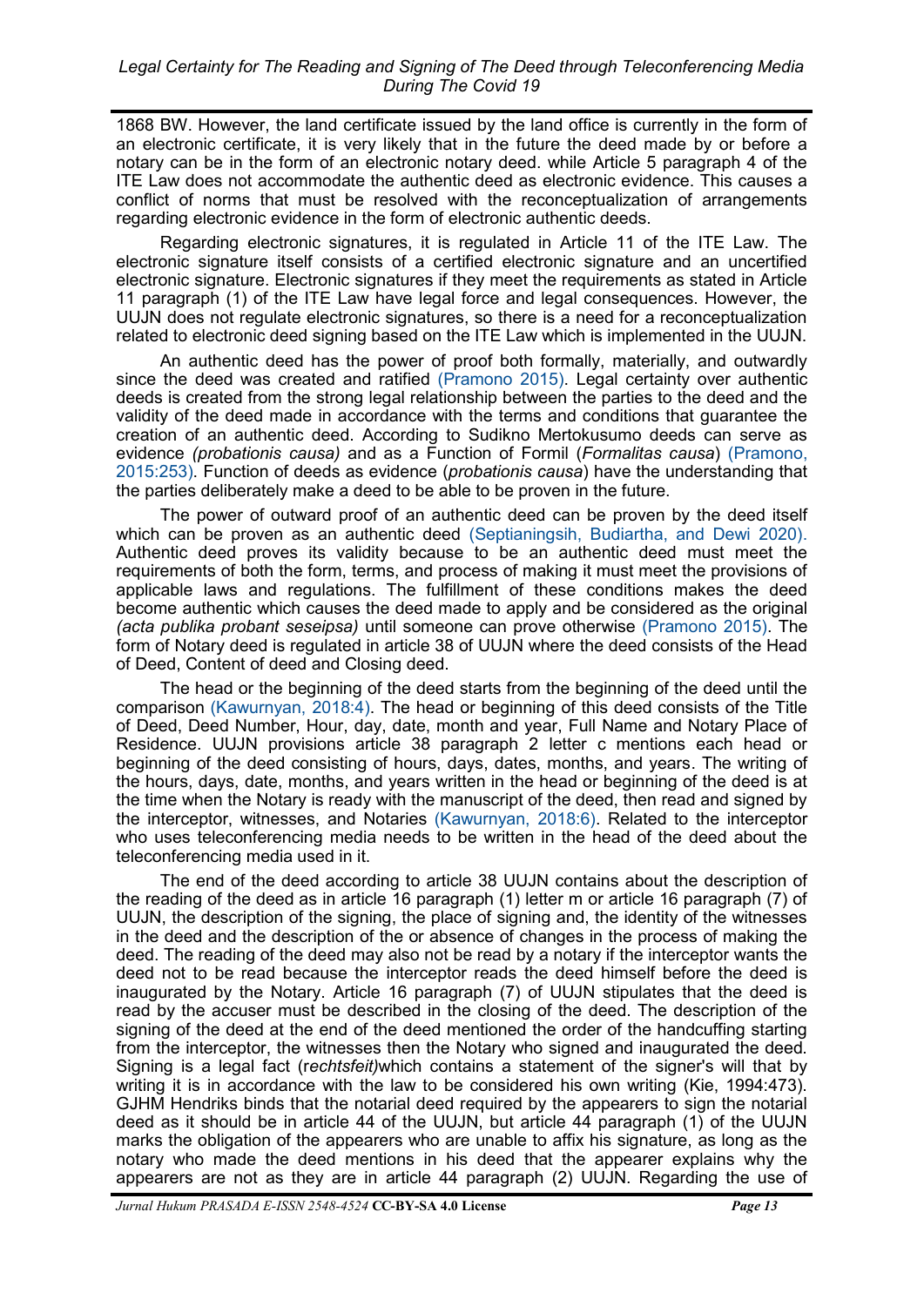1868 BW. However, the land certificate issued by the land office is currently in the form of an electronic certificate, it is very likely that in the future the deed made by or before a notary can be in the form of an electronic notary deed. while Article 5 paragraph 4 of the ITE Law does not accommodate the authentic deed as electronic evidence. This causes a conflict of norms that must be resolved with the reconceptualization of arrangements regarding electronic evidence in the form of electronic authentic deeds.

Regarding electronic signatures, it is regulated in Article 11 of the ITE Law. The electronic signature itself consists of a certified electronic signature and an uncertified electronic signature. Electronic signatures if they meet the requirements as stated in Article 11 paragraph (1) of the ITE Law have legal force and legal consequences. However, the UUJN does not regulate electronic signatures, so there is a need for a reconceptualization related to electronic deed signing based on the ITE Law which is implemented in the UUJN.

An authentic deed has the power of proof both formally, materially, and outwardly since the deed was created and ratified (Pramono 2015). Legal certainty over authentic deeds is created from the strong legal relationship between the parties to the deed and the validity of the deed made in accordance with the terms and conditions that guarantee the creation of an authentic deed. According to Sudikno Mertokusumo deeds can serve as evidence *(probationis causa)* and as a Function of Formil (*Formalitas causa*) (Pramono, 2015:253). Function of deeds as evidence (*probationis causa*) have the understanding that the parties deliberately make a deed to be able to be proven in the future.

The power of outward proof of an authentic deed can be proven by the deed itself which can be proven as an authentic deed (Septianingsih, Budiartha, and Dewi 2020). Authentic deed proves its validity because to be an authentic deed must meet the requirements of both the form, terms, and process of making it must meet the provisions of applicable laws and regulations. The fulfillment of these conditions makes the deed become authentic which causes the deed made to apply and be considered as the original *(acta publika probant seseipsa)* until someone can prove otherwise (Pramono 2015). The form of Notary deed is regulated in article 38 of UUJN where the deed consists of the Head of Deed, Content of deed and Closing deed.

The head or the beginning of the deed starts from the beginning of the deed until the comparison (Kawurnyan, 2018:4). The head or beginning of this deed consists of the Title of Deed, Deed Number, Hour, day, date, month and year, Full Name and Notary Place of Residence. UUJN provisions article 38 paragraph 2 letter c mentions each head or beginning of the deed consisting of hours, days, dates, months, and years. The writing of the hours, days, date, months, and years written in the head or beginning of the deed is at the time when the Notary is ready with the manuscript of the deed, then read and signed by the interceptor, witnesses, and Notaries (Kawurnyan, 2018:6). Related to the interceptor who uses teleconferencing media needs to be written in the head of the deed about the teleconferencing media used in it.

The end of the deed according to article 38 UUJN contains about the description of the reading of the deed as in article 16 paragraph (1) letter m or article 16 paragraph (7) of UUJN, the description of the signing, the place of signing and, the identity of the witnesses in the deed and the description of the or absence of changes in the process of making the deed. The reading of the deed may also not be read by a notary if the interceptor wants the deed not to be read because the interceptor reads the deed himself before the deed is inaugurated by the Notary. Article 16 paragraph (7) of UUJN stipulates that the deed is read by the accuser must be described in the closing of the deed. The description of the signing of the deed at the end of the deed mentioned the order of the handcuffing starting from the interceptor, the witnesses then the Notary who signed and inaugurated the deed. Signing is a legal fact (*rechtsfeit)*which contains a statement of the signer's will that by writing it is in accordance with the law to be considered his own writing (Kie, 1994:473). GJHM Hendriks binds that the notarial deed required by the appearers to sign the notarial deed as it should be in article 44 of the UUJN, but article 44 paragraph (1) of the UUJN marks the obligation of the appearers who are unable to affix his signature, as long as the notary who made the deed mentions in his deed that the appearer explains why the appearers are not as they are in article 44 paragraph (2) UUJN. Regarding the use of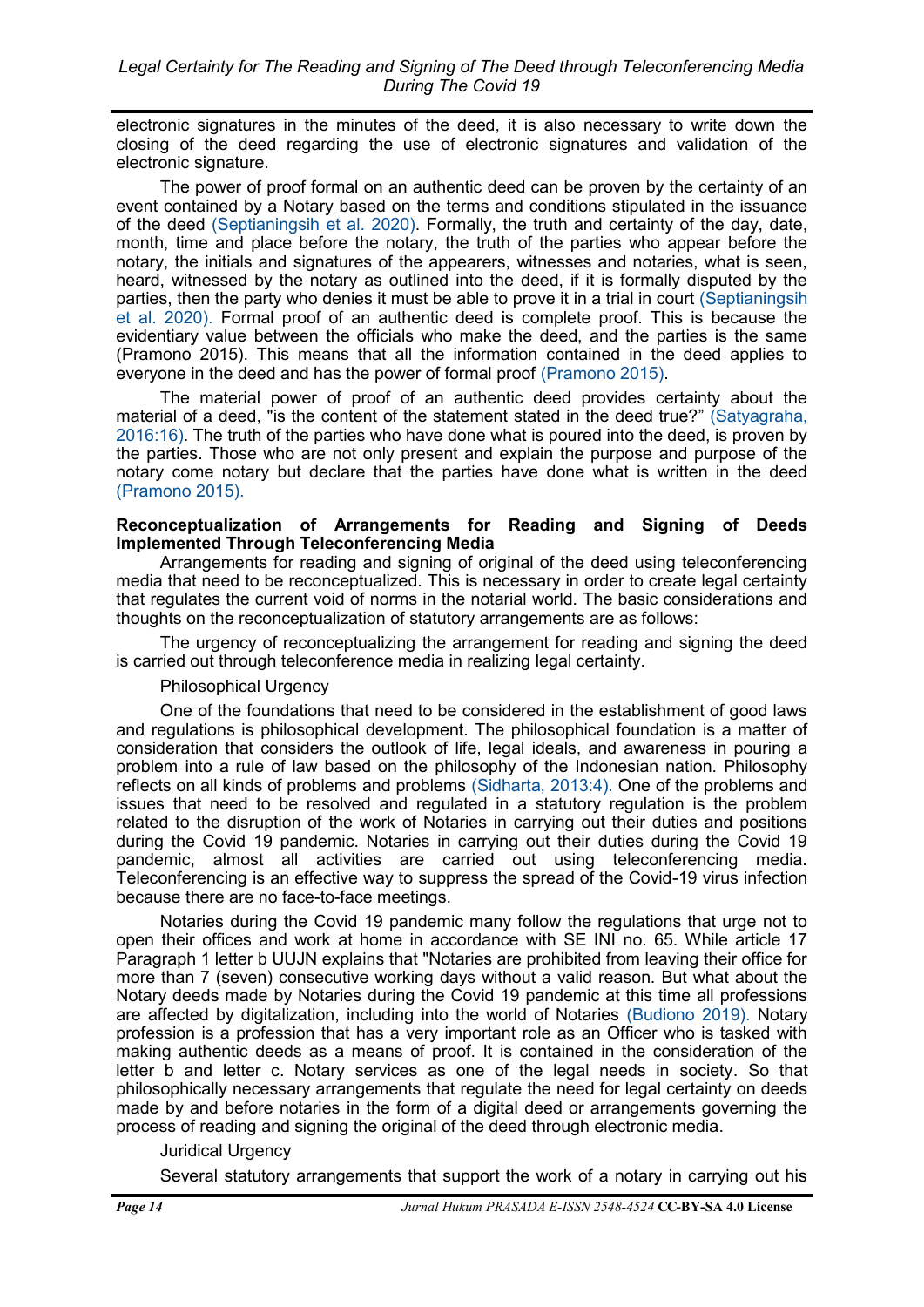electronic signatures in the minutes of the deed, it is also necessary to write down the closing of the deed regarding the use of electronic signatures and validation of the electronic signature.

The power of proof formal on an authentic deed can be proven by the certainty of an event contained by a Notary based on the terms and conditions stipulated in the issuance of the deed (Septianingsih et al. 2020). Formally, the truth and certainty of the day, date, month, time and place before the notary, the truth of the parties who appear before the notary, the initials and signatures of the appearers, witnesses and notaries, what is seen, heard, witnessed by the notary as outlined into the deed, if it is formally disputed by the parties, then the party who denies it must be able to prove it in a trial in court (Septianingsih et al. 2020). Formal proof of an authentic deed is complete proof. This is because the evidentiary value between the officials who make the deed, and the parties is the same (Pramono 2015). This means that all the information contained in the deed applies to everyone in the deed and has the power of formal proof (Pramono 2015).

The material power of proof of an authentic deed provides certainty about the material of a deed, "is the content of the statement stated in the deed true?" (Satyagraha, 2016:16). The truth of the parties who have done what is poured into the deed, is proven by the parties. Those who are not only present and explain the purpose and purpose of the notary come notary but declare that the parties have done what is written in the deed (Pramono 2015).

**Reconceptualization of Arrangements for Reading and Signing of Deeds Implemented Through Teleconferencing Media**

Arrangements for reading and signing of original of the deed using teleconferencing media that need to be reconceptualized. This is necessary in order to create legal certainty that regulates the current void of norms in the notarial world. The basic considerations and thoughts on the reconceptualization of statutory arrangements are as follows:

The urgency of reconceptualizing the arrangement for reading and signing the deed is carried out through teleconference media in realizing legal certainty.

Philosophical Urgency

One of the foundations that need to be considered in the establishment of good laws and regulations is philosophical development. The philosophical foundation is a matter of consideration that considers the outlook of life, legal ideals, and awareness in pouring a problem into a rule of law based on the philosophy of the Indonesian nation. Philosophy reflects on all kinds of problems and problems (Sidharta, 2013:4). One of the problems and issues that need to be resolved and regulated in a statutory regulation is the problem related to the disruption of the work of Notaries in carrying out their duties and positions during the Covid 19 pandemic. Notaries in carrying out their duties during the Covid 19 pandemic, almost all activities are carried out using teleconferencing media. Teleconferencing is an effective way to suppress the spread of the Covid-19 virus infection because there are no face-to-face meetings.

Notaries during the Covid 19 pandemic many follow the regulations that urge not to open their offices and work at home in accordance with SE INI no. 65. While article 17 Paragraph 1 letter b UUJN explains that "Notaries are prohibited from leaving their office for more than 7 (seven) consecutive working days without a valid reason. But what about the Notary deeds made by Notaries during the Covid 19 pandemic at this time all professions are affected by digitalization, including into the world of Notaries (Budiono 2019). Notary profession is a profession that has a very important role as an Officer who is tasked with making authentic deeds as a means of proof. It is contained in the consideration of the letter b and letter c. Notary services as one of the legal needs in society. So that philosophically necessary arrangements that regulate the need for legal certainty on deeds made by and before notaries in the form of a digital deed or arrangements governing the process of reading and signing the original of the deed through electronic media.

Juridical Urgency

Several statutory arrangements that support the work of a notary in carrying out his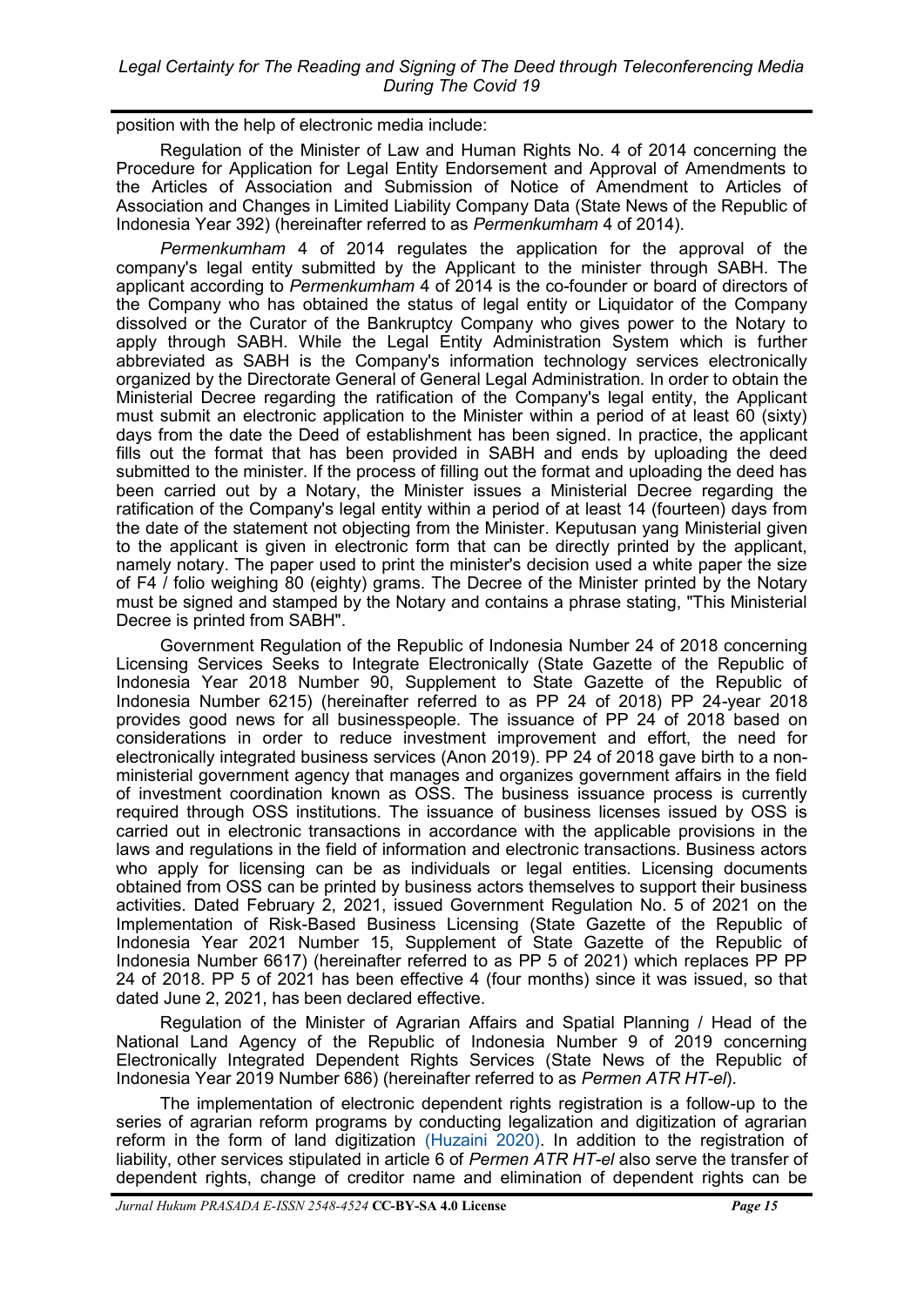position with the help of electronic media include:

Regulation of the Minister of Law and Human Rights No. 4 of 2014 concerning the Procedure for Application for Legal Entity Endorsement and Approval of Amendments to the Articles of Association and Submission of Notice of Amendment to Articles of Association and Changes in Limited Liability Company Data (State News of the Republic of Indonesia Year 392) (hereinafter referred to as *Permenkumham* 4 of 2014).

*Permenkumham* 4 of 2014 regulates the application for the approval of the company's legal entity submitted by the Applicant to the minister through SABH. The applicant according to *Permenkumham* 4 of 2014 is the co-founder or board of directors of the Company who has obtained the status of legal entity or Liquidator of the Company dissolved or the Curator of the Bankruptcy Company who gives power to the Notary to apply through SABH. While the Legal Entity Administration System which is further abbreviated as SABH is the Company's information technology services electronically organized by the Directorate General of General Legal Administration. In order to obtain the Ministerial Decree regarding the ratification of the Company's legal entity, the Applicant must submit an electronic application to the Minister within a period of at least 60 (sixty) days from the date the Deed of establishment has been signed. In practice, the applicant fills out the format that has been provided in SABH and ends by uploading the deed submitted to the minister. If the process of filling out the format and uploading the deed has been carried out by a Notary, the Minister issues a Ministerial Decree regarding the ratification of the Company's legal entity within a period of at least 14 (fourteen) days from the date of the statement not objecting from the Minister. Keputusan yang Ministerial given to the applicant is given in electronic form that can be directly printed by the applicant, namely notary. The paper used to print the minister's decision used a white paper the size of F4 / folio weighing 80 (eighty) grams. The Decree of the Minister printed by the Notary must be signed and stamped by the Notary and contains a phrase stating, "This Ministerial Decree is printed from SABH".

Government Regulation of the Republic of Indonesia Number 24 of 2018 concerning Licensing Services Seeks to Integrate Electronically (State Gazette of the Republic of Indonesia Year 2018 Number 90, Supplement to State Gazette of the Republic of Indonesia Number 6215) (hereinafter referred to as PP 24 of 2018) PP 24-year 2018 provides good news for all businesspeople. The issuance of PP 24 of 2018 based on considerations in order to reduce investment improvement and effort, the need for electronically integrated business services (Anon 2019). PP 24 of 2018 gave birth to a non-ministerial government agency that manages and organizes government affairs in the field of investment coordination known as OSS. The business issuance process is currently required through OSS institutions. The issuance of business licenses issued by OSS is carried out in electronic transactions in accordance with the applicable provisions in the laws and regulations in the field of information and electronic transactions. Business actors who apply for licensing can be as individuals or legal entities. Licensing documents obtained from OSS can be printed by business actors themselves to support their business activities. Dated February 2, 2021, issued Government Regulation No. 5 of 2021 on the Implementation of Risk-Based Business Licensing (State Gazette of the Republic of Indonesia Year 2021 Number 15, Supplement of State Gazette of the Republic of Indonesia Number 6617) (hereinafter referred to as PP 5 of 2021) which replaces PP PP 24 of 2018. PP 5 of 2021 has been effective 4 (four months) since it was issued, so that dated June 2, 2021, has been declared effective.

Regulation of the Minister of Agrarian Affairs and Spatial Planning / Head of the National Land Agency of the Republic of Indonesia Number 9 of 2019 concerning Electronically Integrated Dependent Rights Services (State News of the Republic of Indonesia Year 2019 Number 686) (hereinafter referred to as *Permen ATR HT-el*).

The implementation of electronic dependent rights registration is a follow-up to the series of agrarian reform programs by conducting legalization and digitization of agrarian reform in the form of land digitization (Huzaini 2020). In addition to the registration of liability, other services stipulated in article 6 of *Permen ATR HT-el* also serve the transfer of dependent rights, change of creditor name and elimination of dependent rights can be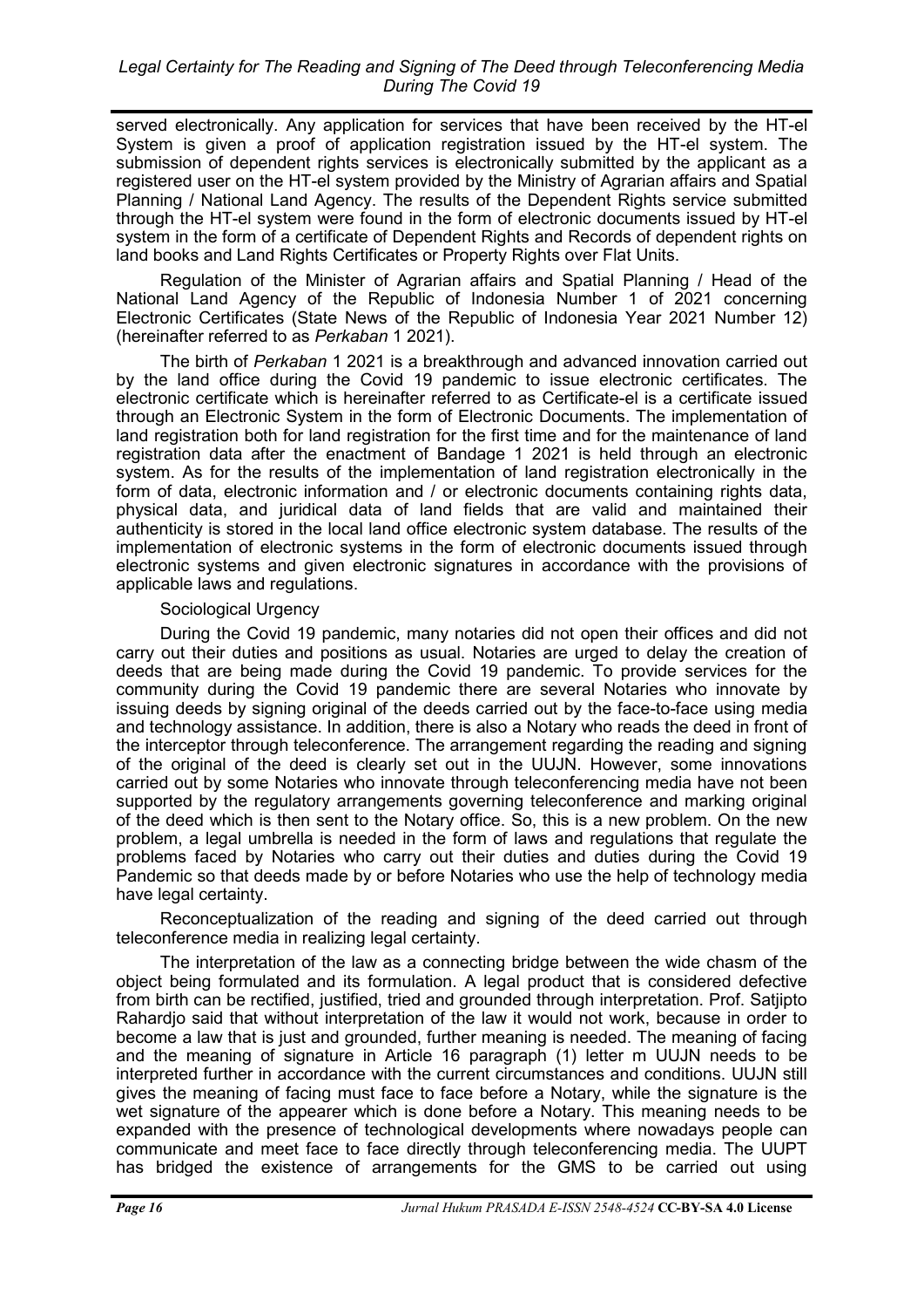served electronically. Any application for services that have been received by the HT-el System is given a proof of application registration issued by the HT-el system. The submission of dependent rights services is electronically submitted by the applicant as a registered user on the HT-el system provided by the Ministry of Agrarian affairs and Spatial Planning / National Land Agency. The results of the Dependent Rights service submitted through the HT-el system were found in the form of electronic documents issued by HT-el system in the form of a certificate of Dependent Rights and Records of dependent rights on land books and Land Rights Certificates or Property Rights over Flat Units.

Regulation of the Minister of Agrarian affairs and Spatial Planning / Head of the National Land Agency of the Republic of Indonesia Number 1 of 2021 concerning Electronic Certificates (State News of the Republic of Indonesia Year 2021 Number 12) (hereinafter referred to as *Perkaban* 1 2021).

The birth of *Perkaban* 1 2021 is a breakthrough and advanced innovation carried out by the land office during the Covid 19 pandemic to issue electronic certificates. The electronic certificate which is hereinafter referred to as Certificate-el is a certificate issued through an Electronic System in the form of Electronic Documents. The implementation of land registration both for land registration for the first time and for the maintenance of land registration data after the enactment of Bandage 1 2021 is held through an electronic system. As for the results of the implementation of land registration electronically in the form of data, electronic information and / or electronic documents containing rights data, physical data, and juridical data of land fields that are valid and maintained their authenticity is stored in the local land office electronic system database. The results of the implementation of electronic systems in the form of electronic documents issued through electronic systems and given electronic signatures in accordance with the provisions of applicable laws and regulations.

Sociological Urgency

During the Covid 19 pandemic, many notaries did not open their offices and did not carry out their duties and positions as usual. Notaries are urged to delay the creation of deeds that are being made during the Covid 19 pandemic. To provide services for the community during the Covid 19 pandemic there are several Notaries who innovate by issuing deeds by signing original of the deeds carried out by the face-to-face using media and technology assistance. In addition, there is also a Notary who reads the deed in front of the interceptor through teleconference. The arrangement regarding the reading and signing of the original of the deed is clearly set out in the UUJN. However, some innovations carried out by some Notaries who innovate through teleconferencing media have not been supported by the regulatory arrangements governing teleconference and marking original of the deed which is then sent to the Notary office. So, this is a new problem. On the new problem, a legal umbrella is needed in the form of laws and regulations that regulate the problems faced by Notaries who carry out their duties and duties during the Covid 19 Pandemic so that deeds made by or before Notaries who use the help of technology media have legal certainty.

Reconceptualization of the reading and signing of the deed carried out through teleconference media in realizing legal certainty.

The interpretation of the law as a connecting bridge between the wide chasm of the object being formulated and its formulation. A legal product that is considered defective from birth can be rectified, justified, tried and grounded through interpretation. Prof. Satjipto Rahardjo said that without interpretation of the law it would not work, because in order to become a law that is just and grounded, further meaning is needed. The meaning of facing and the meaning of signature in Article 16 paragraph (1) letter m UUJN needs to be interpreted further in accordance with the current circumstances and conditions. UUJN still gives the meaning of facing must face to face before a Notary, while the signature is the wet signature of the appearer which is done before a Notary. This meaning needs to be expanded with the presence of technological developments where nowadays people can communicate and meet face to face directly through teleconferencing media. The UUPT has bridged the existence of arrangements for the GMS to be carried out using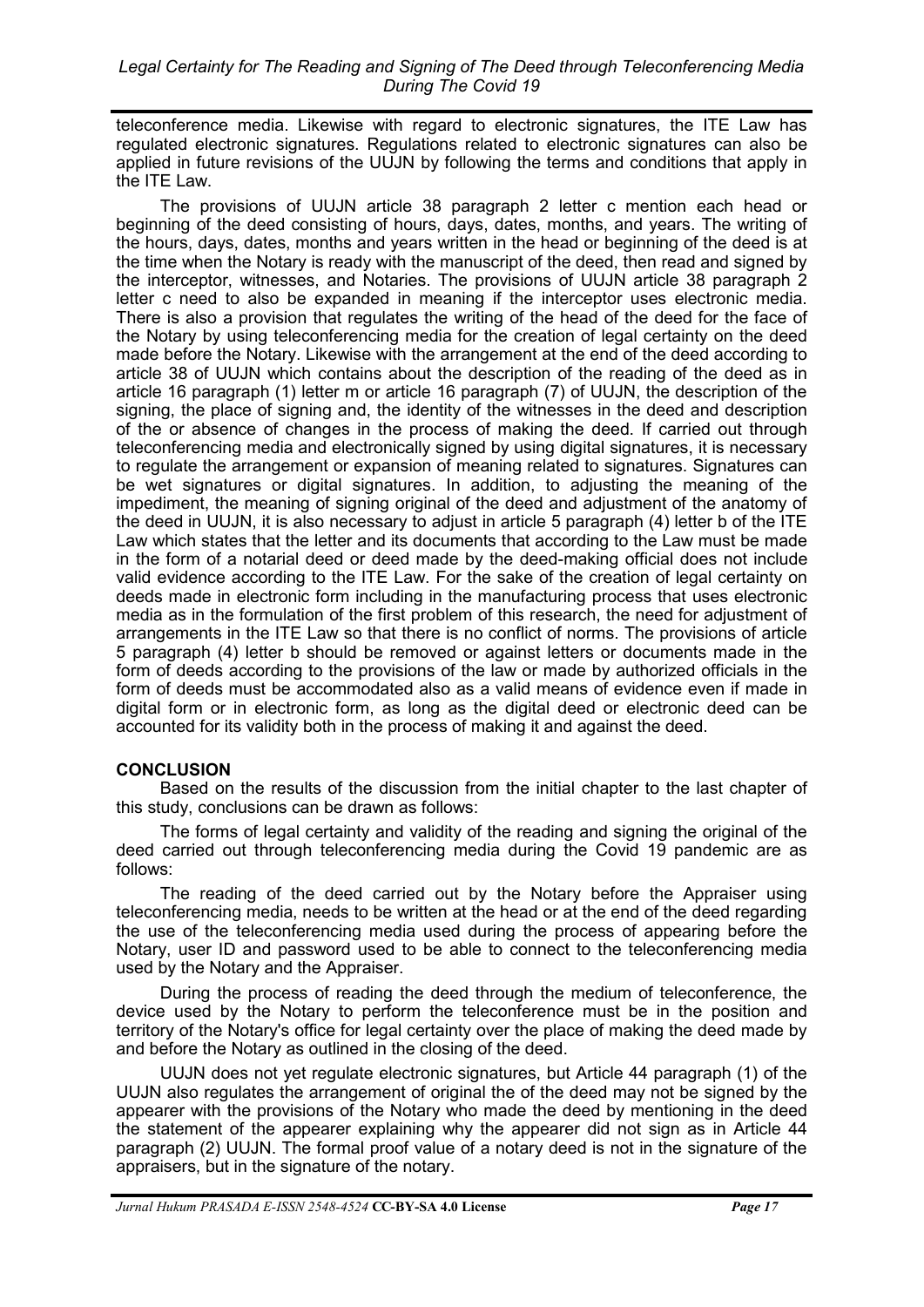teleconference media. Likewise with regard to electronic signatures, the ITE Law has regulated electronic signatures. Regulations related to electronic signatures can also be applied in future revisions of the UUJN by following the terms and conditions that apply in the ITE Law.

The provisions of UUJN article 38 paragraph 2 letter c mention each head or beginning of the deed consisting of hours, days, dates, months, and years. The writing of the hours, days, dates, months and years written in the head or beginning of the deed is at the time when the Notary is ready with the manuscript of the deed, then read and signed by the interceptor, witnesses, and Notaries. The provisions of UUJN article 38 paragraph 2 letter c need to also be expanded in meaning if the interceptor uses electronic media. There is also a provision that regulates the writing of the head of the deed for the face of the Notary by using teleconferencing media for the creation of legal certainty on the deed made before the Notary. Likewise with the arrangement at the end of the deed according to article 38 of UUJN which contains about the description of the reading of the deed as in article 16 paragraph (1) letter m or article 16 paragraph (7) of UUJN, the description of the signing, the place of signing and, the identity of the witnesses in the deed and description of the or absence of changes in the process of making the deed. If carried out through teleconferencing media and electronically signed by using digital signatures, it is necessary to regulate the arrangement or expansion of meaning related to signatures. Signatures can be wet signatures or digital signatures. In addition, to adjusting the meaning of the impediment, the meaning of signing original of the deed and adjustment of the anatomy of the deed in UUJN, it is also necessary to adjust in article 5 paragraph (4) letter b of the ITE Law which states that the letter and its documents that according to the Law must be made in the form of a notarial deed or deed made by the deed-making official does not include valid evidence according to the ITE Law. For the sake of the creation of legal certainty on deeds made in electronic form including in the manufacturing process that uses electronic media as in the formulation of the first problem of this research, the need for adjustment of arrangements in the ITE Law so that there is no conflict of norms. The provisions of article 5 paragraph (4) letter b should be removed or against letters or documents made in the form of deeds according to the provisions of the law or made by authorized officials in the form of deeds must be accommodated also as a valid means of evidence even if made in digital form or in electronic form, as long as the digital deed or electronic deed can be accounted for its validity both in the process of making it and against the deed.

## CONCLUSION

Based on the results of the discussion from the initial chapter to the last chapter of this study, conclusions can be drawn as follows:

The forms of legal certainty and validity of the reading and signing the original of the deed carried out through teleconferencing media during the Covid 19 pandemic are as follows:

The reading of the deed carried out by the Notary before the Appraiser using teleconferencing media, needs to be written at the head or at the end of the deed regarding the use of the teleconferencing media used during the process of appearing before the Notary, user ID and password used to be able to connect to the teleconferencing media used by the Notary and the Appraiser.

During the process of reading the deed through the medium of teleconference, the device used by the Notary to perform the teleconference must be in the position and territory of the Notary's office for legal certainty over the place of making the deed made by and before the Notary as outlined in the closing of the deed.

UUJN does not yet regulate electronic signatures, but Article 44 paragraph (1) of the UUJN also regulates the arrangement of original the of the deed may not be signed by the appearer with the provisions of the Notary who made the deed by mentioning in the deed the statement of the appearer explaining why the appearer did not sign as in Article 44 paragraph (2) UUJN. The formal proof value of a notary deed is not in the signature of the appraisers, but in the signature of the notary.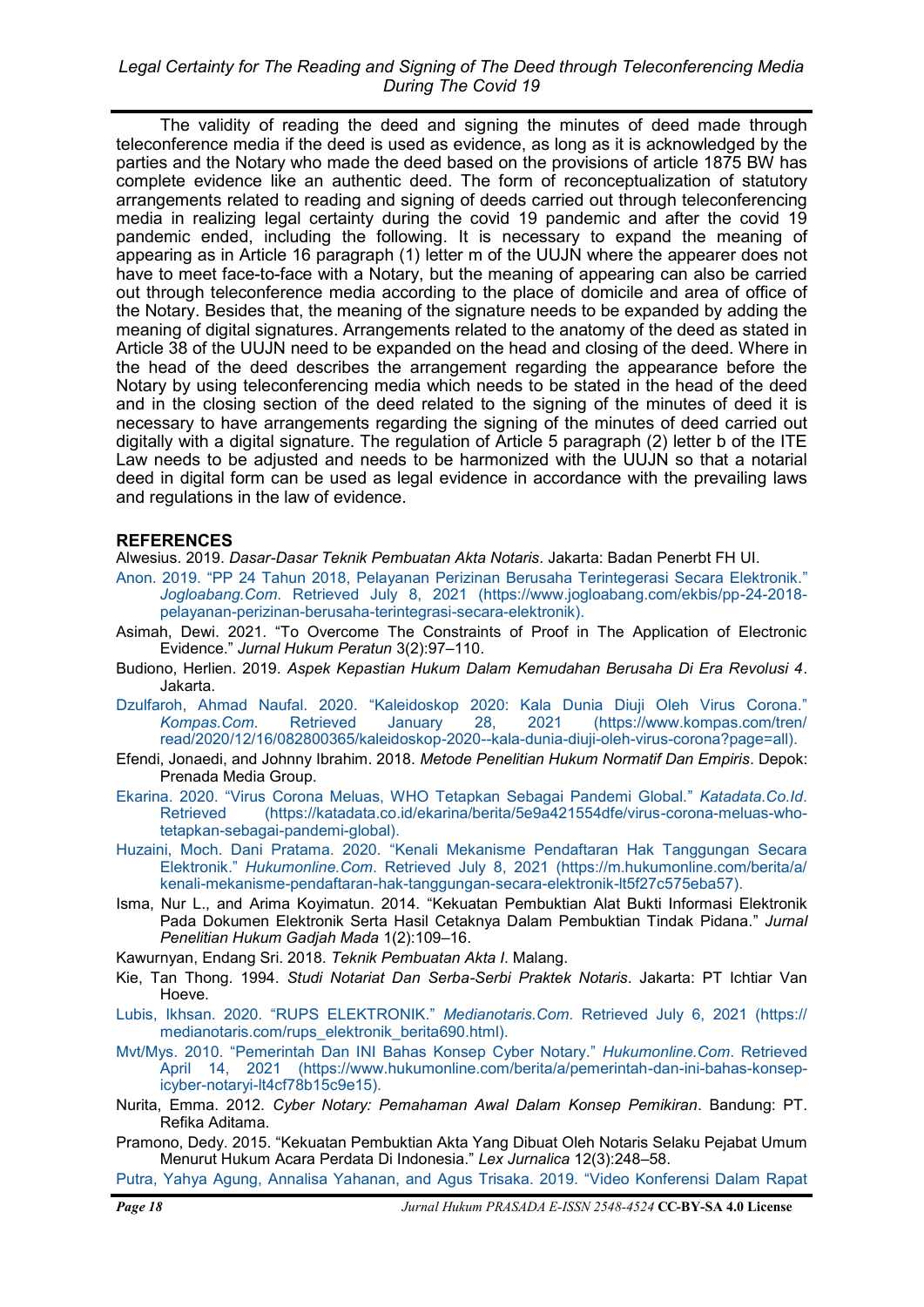The validity of reading the deed and signing the minutes of deed made through teleconference media if the deed is used as evidence, as long as it is acknowledged by the parties and the Notary who made the deed based on the provisions of article 1875 BW has complete evidence like an authentic deed. The form of reconceptualization of statutory arrangements related to reading and signing of deeds carried out through teleconferencing media in realizing legal certainty during the covid 19 pandemic and after the covid 19 pandemic ended, including the following. It is necessary to expand the meaning of appearing as in Article 16 paragraph (1) letter m of the UUJN where the appearer does not have to meet face-to-face with a Notary, but the meaning of appearing can also be carried out through teleconference media according to the place of domicile and area of office of the Notary. Besides that, the meaning of the signature needs to be expanded by adding the meaning of digital signatures. Arrangements related to the anatomy of the deed as stated in Article 38 of the UUJN need to be expanded on the head and closing of the deed. Where in the head of the deed describes the arrangement regarding the appearance before the Notary by using teleconferencing media which needs to be stated in the head of the deed and in the closing section of the deed related to the signing of the minutes of deed it is necessary to have arrangements regarding the signing of the minutes of deed carried out digitally with a digital signature. The regulation of Article 5 paragraph (2) letter b of the ITE Law needs to be adjusted and needs to be harmonized with the UUJN so that a notarial deed in digital form can be used as legal evidence in accordance with the prevailing laws and regulations in the law of evidence.

## REFERENCES

Alwesius. 2019. *Dasar-Dasar Teknik Pembuatan Akta Notaris*. Jakarta: Badan Penerbt FH UI.

Anon. 2019. "PP 24 Tahun 2018, Pelayanan Perizinan Berusaha Terintegerasi Secara Elektronik." *Jogloabang.Com*. Retrieved July 8, 2021 (https://www.jogloabang.com/ekbis/pp-24-2018-pelayanan-perizinan-berusaha-terintegrasi-secara-elektronik).

Asimah, Dewi. 2021. "To Overcome The Constraints of Proof in The Application of Electronic Evidence." *Jurnal Hukum Peratun* 3(2):97–110.

Budiono, Herlien. 2019. *Aspek Kepastian Hukum Dalam Kemudahan Berusaha Di Era Revolusi 4*. Jakarta.

Dzulfaroh, Ahmad Naufal. 2020. "Kaleidoskop 2020: Kala Dunia Diuji Oleh Virus Corona." *Kompas.Com*. Retrieved January 28, 2021 (https://www.kompas.com/tren/read/2020/12/16/082800365/kaleidoskop-2020--kala-dunia-diuji-oleh-virus-corona?page=all).

Efendi, Jonaedi, and Johnny Ibrahim. 2018. *Metode Penelitian Hukum Normatif Dan Empiris*. Depok: Prenada Media Group.

Ekarina. 2020. "Virus Corona Meluas, WHO Tetapkan Sebagai Pandemi Global." *Katadata.Co.Id*. Retrieved (https://katadata.co.id/ekarina/berita/5e9a421554dfe/virus-corona-meluas-who-tetapkan-sebagai-pandemi-global).

Huzaini, Moch. Dani Pratama. 2020. "Kenali Mekanisme Pendaftaran Hak Tanggungan Secara Elektronik." *Hukumonline.Com*. Retrieved July 8, 2021 (https://m.hukumonline.com/berita/a/kenali-mekanisme-pendaftaran-hak-tanggungan-secara-elektronik-lt5f27c575eba57).

Isma, Nur L., and Arima Koyimatun. 2014. "Kekuatan Pembuktian Alat Bukti Informasi Elektronik Pada Dokumen Elektronik Serta Hasil Cetaknya Dalam Pembuktian Tindak Pidana." *Jurnal Penelitian Hukum Gadjah Mada* 1(2):109–16.

Kawurnyan, Endang Sri. 2018. *Teknik Pembuatan Akta I*. Malang.

Kie, Tan Thong. 1994. *Studi Notariat Dan Serba-Serbi Praktek Notaris*. Jakarta: PT Ichtiar Van Hoeve.

Lubis, Ikhsan. 2020. "RUPS ELEKTRONIK." *Medianotaris.Com*. Retrieved July 6, 2021 (https://medianotaris.com/rups_elektronik_berita690.html).

Mvt/Mys. 2010. "Pemerintah Dan INI Bahas Konsep Cyber Notary." *Hukumonline.Com*. Retrieved April 14, 2021 (https://www.hukumonline.com/berita/a/pemerintah-dan-ini-bahas-konsep-icyber-notaryi-lt4cf78b15c9e15).

Nurita, Emma. 2012. *Cyber Notary: Pemahaman Awal Dalam Konsep Pemikiran*. Bandung: PT. Refika Aditama.

Pramono, Dedy. 2015. "Kekuatan Pembuktian Akta Yang Dibuat Oleh Notaris Selaku Pejabat Umum Menurut Hukum Acara Perdata Di Indonesia." *Lex Jurnalica* 12(3):248–58.

Putra, Yahya Agung, Annalisa Yahanan, and Agus Trisaka. 2019. "Video Konferensi Dalam Rapat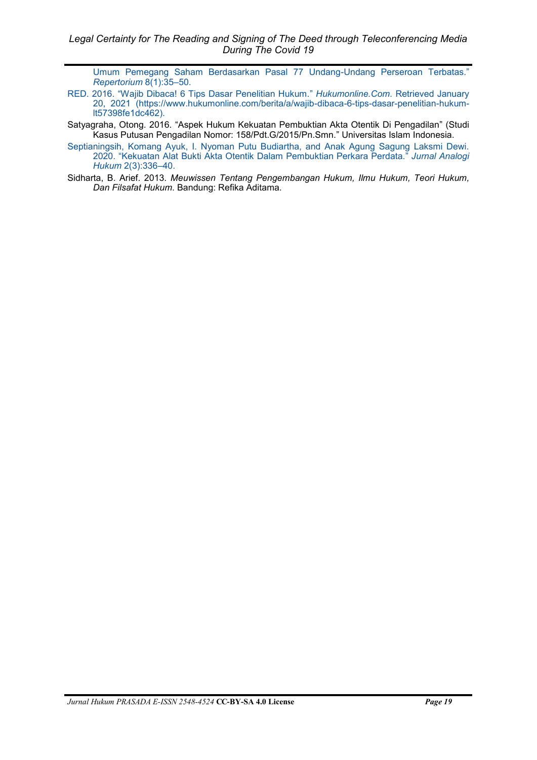Umum Pemegang Saham Berdasarkan Pasal 77 Undang-Undang Perseroan Terbatas." *Repertorium* 8(1):35–50.

RED. 2016. "Wajib Dibaca! 6 Tips Dasar Penelitian Hukum." *Hukumonline.Com*. Retrieved January 20, 2021 (https://www.hukumonline.com/berita/a/wajib-dibaca-6-tips-dasar-penelitian-hukum-lt57398fe1dc462).

Satyagraha, Otong. 2016. "Aspek Hukum Kekuatan Pembuktian Akta Otentik Di Pengadilan" (Studi Kasus Putusan Pengadilan Nomor: 158/Pdt.G/2015/Pn.Smn." Universitas Islam Indonesia.

Septianingsih, Komang Ayuk, I. Nyoman Putu Budiartha, and Anak Agung Sagung Laksmi Dewi. 2020. "Kekuatan Alat Bukti Akta Otentik Dalam Pembuktian Perkara Perdata." *Jurnal Analogi Hukum* 2(3):336–40.

Sidharta, B. Arief. 2013. *Meuwissen Tentang Pengembangan Hukum, Ilmu Hukum, Teori Hukum, Dan Filsafat Hukum*. Bandung: Refika Aditama.